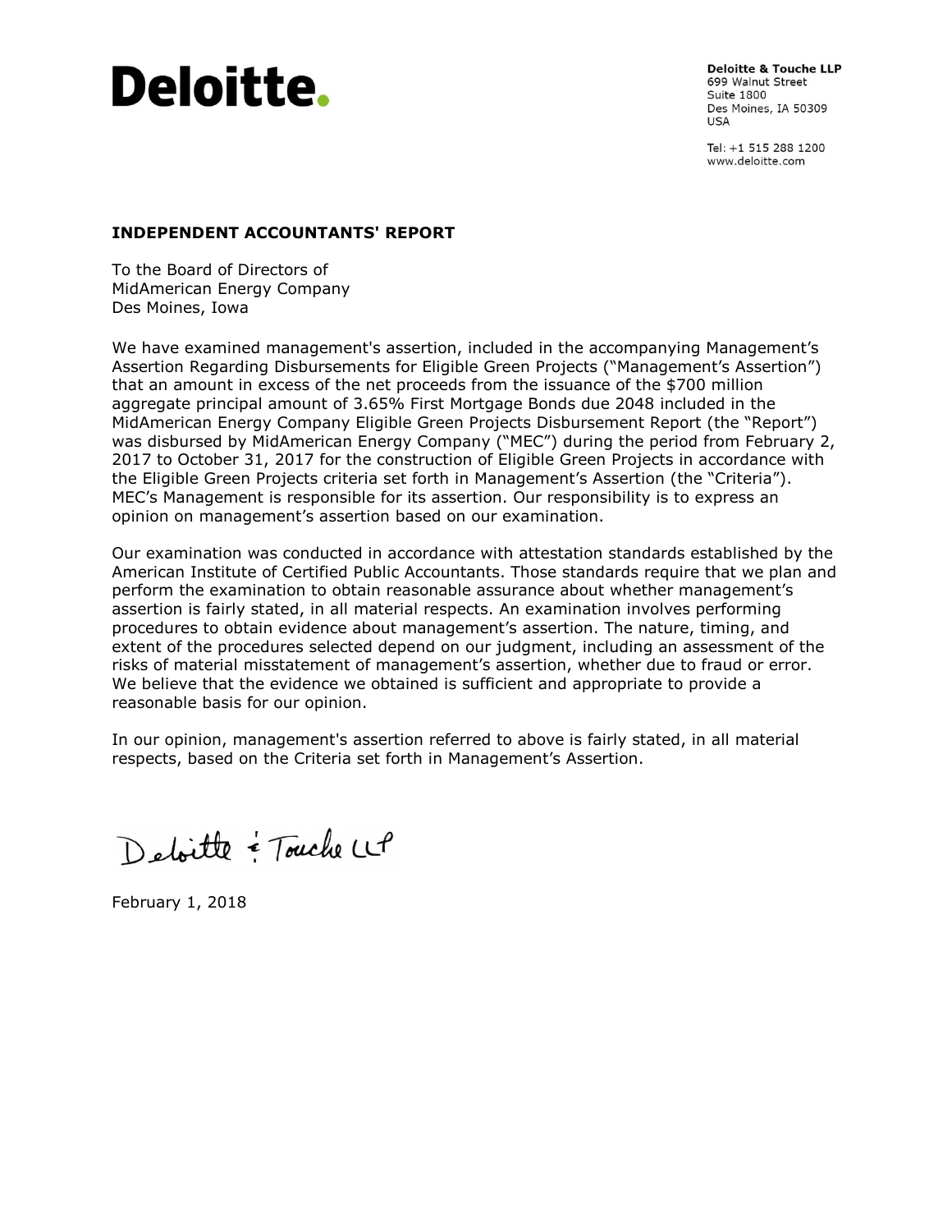Deloitte.

Deloitte & Touche LLP
699 Walnut Street
Suite 1800
Des Moines, IA 50309
USA

Tel: +1 515 288 1200
www.deloitte.com

**INDEPENDENT ACCOUNTANTS' REPORT**

To the Board of Directors of
MidAmerican Energy Company
Des Moines, Iowa

We have examined management's assertion, included in the accompanying Management's Assertion Regarding Disbursements for Eligible Green Projects ("Management's Assertion") that an amount in excess of the net proceeds from the issuance of the $700 million aggregate principal amount of 3.65% First Mortgage Bonds due 2048 included in the MidAmerican Energy Company Eligible Green Projects Disbursement Report (the "Report") was disbursed by MidAmerican Energy Company ("MEC") during the period from February 2, 2017 to October 31, 2017 for the construction of Eligible Green Projects in accordance with the Eligible Green Projects criteria set forth in Management's Assertion (the "Criteria"). MEC's Management is responsible for its assertion. Our responsibility is to express an opinion on management's assertion based on our examination.

Our examination was conducted in accordance with attestation standards established by the American Institute of Certified Public Accountants. Those standards require that we plan and perform the examination to obtain reasonable assurance about whether management's assertion is fairly stated, in all material respects. An examination involves performing procedures to obtain evidence about management's assertion. The nature, timing, and extent of the procedures selected depend on our judgment, including an assessment of the risks of material misstatement of management's assertion, whether due to fraud or error. We believe that the evidence we obtained is sufficient and appropriate to provide a reasonable basis for our opinion.

In our opinion, management's assertion referred to above is fairly stated, in all material respects, based on the Criteria set forth in Management's Assertion.

Deloitte & Touche LLP

February 1, 2018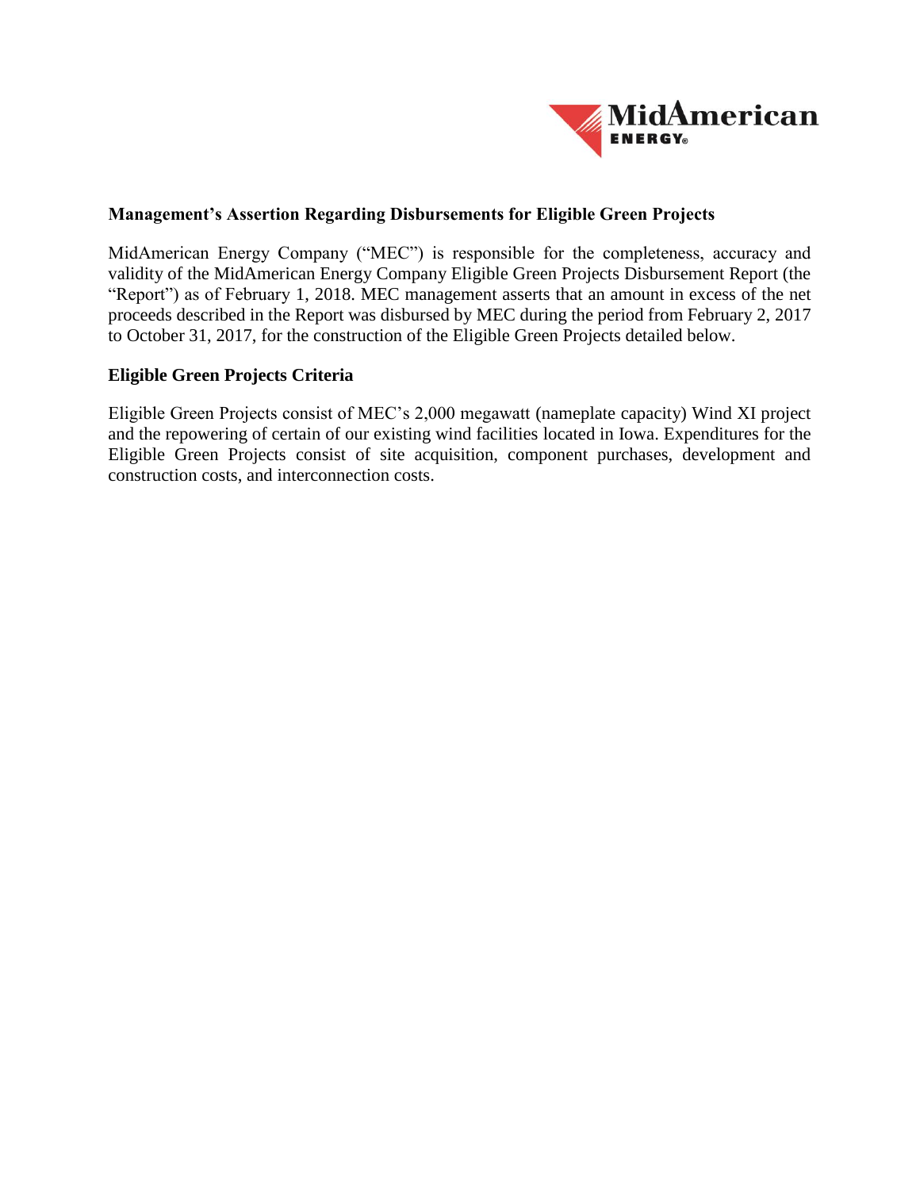## Management's Assertion Regarding Disbursements for Eligible Green Projects

MidAmerican Energy Company ("MEC") is responsible for the completeness, accuracy and validity of the MidAmerican Energy Company Eligible Green Projects Disbursement Report (the "Report") as of February 1, 2018. MEC management asserts that an amount in excess of the net proceeds described in the Report was disbursed by MEC during the period from February 2, 2017 to October 31, 2017, for the construction of the Eligible Green Projects detailed below.

## Eligible Green Projects Criteria

Eligible Green Projects consist of MEC's 2,000 megawatt (nameplate capacity) Wind XI project and the repowering of certain of our existing wind facilities located in Iowa. Expenditures for the Eligible Green Projects consist of site acquisition, component purchases, development and construction costs, and interconnection costs.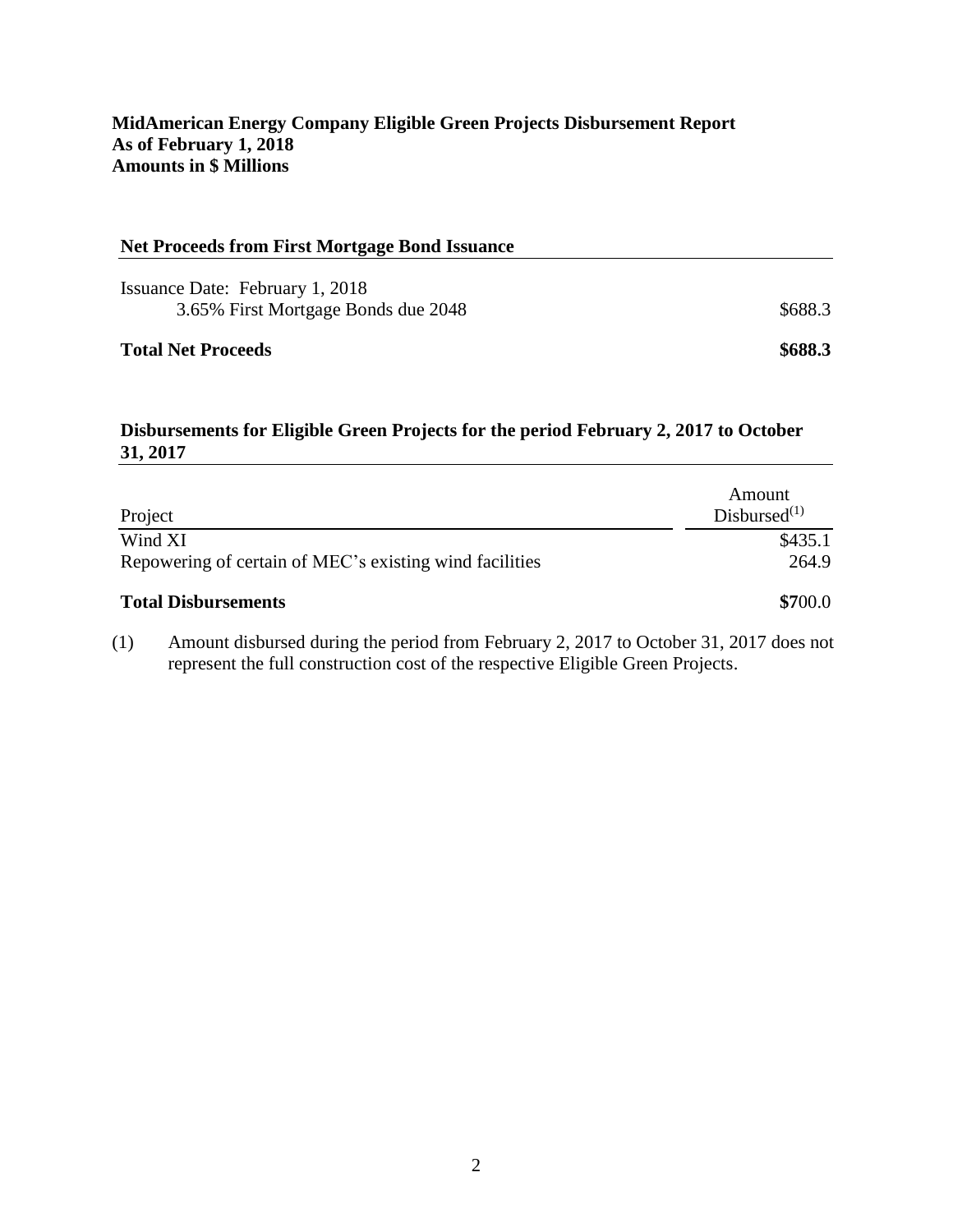**MidAmerican Energy Company Eligible Green Projects Disbursement Report**
**As of February 1, 2018**
**Amounts in $ Millions**

## Net Proceeds from First Mortgage Bond Issuance

| | |
|---|---|
| Issuance Date: February 1, 2018 | |
| 3.65% First Mortgage Bonds due 2048 | $688.3 |
| **Total Net Proceeds** | **$688.3** |

## Disbursements for Eligible Green Projects for the period February 2, 2017 to October 31, 2017

| Project | Amount Disbursed[(1)] |
|---|---|
| Wind XI | $435.1 |
| Repowering of certain of MEC's existing wind facilities | 264.9 |
| **Total Disbursements** | **$700.0** |

(1) Amount disbursed during the period from February 2, 2017 to October 31, 2017 does not represent the full construction cost of the respective Eligible Green Projects.